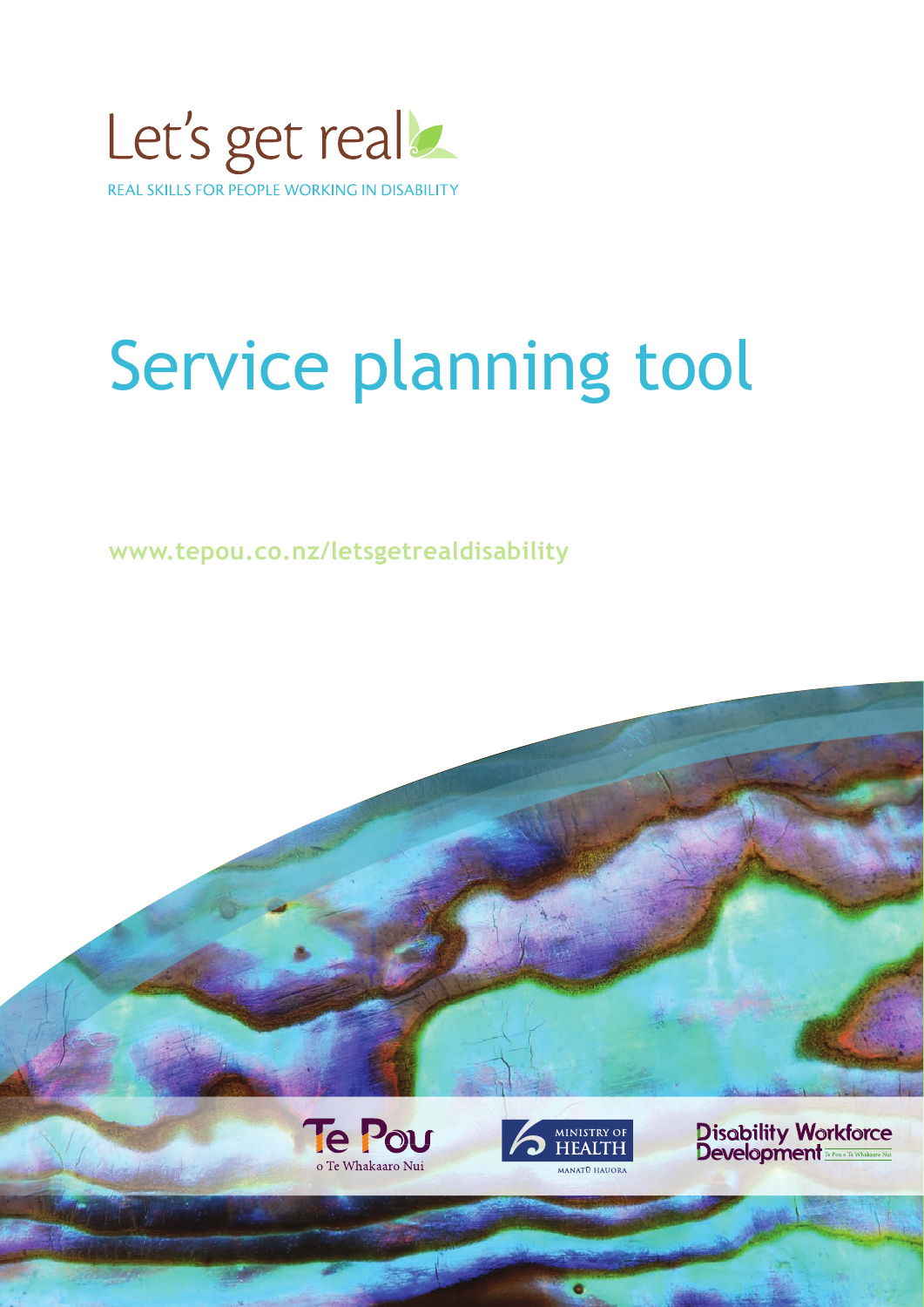Let's get real

REAL SKILLS FOR PEOPLE WORKING IN DISABILITY

# Service planning tool

www.tepou.co.nz/letsgetrealdisability

Te Pou o Te Whakaaro Nui

Ministry of Health – Manatū Hauora

Disability Workforce Development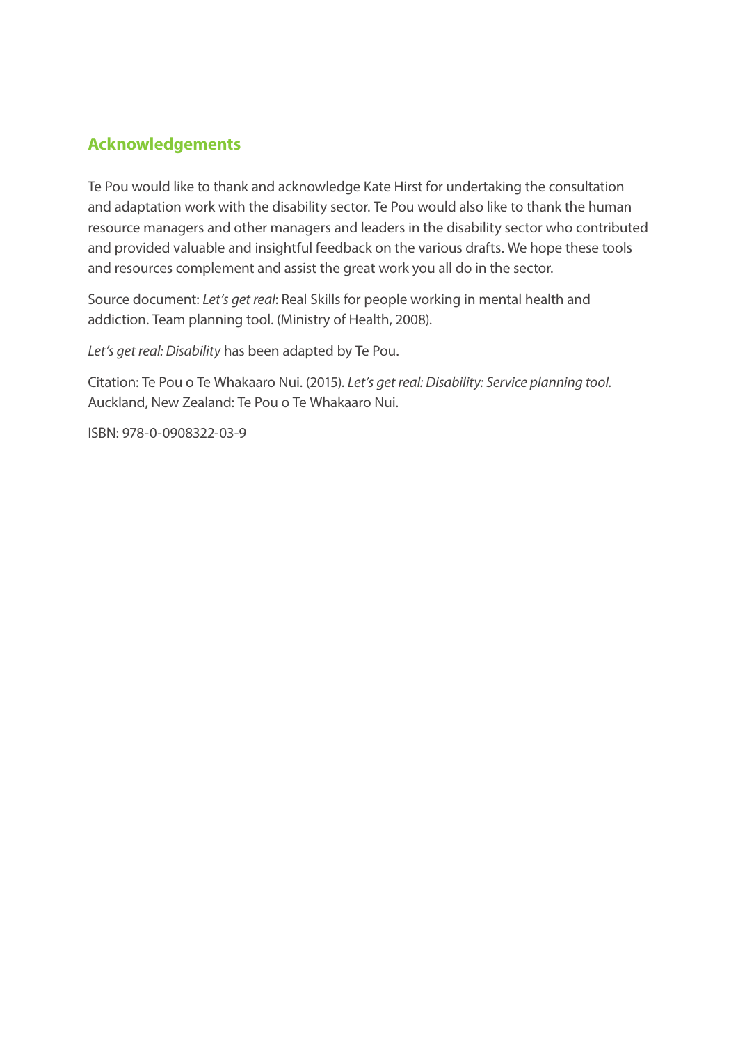## Acknowledgements

Te Pou would like to thank and acknowledge Kate Hirst for undertaking the consultation and adaptation work with the disability sector. Te Pou would also like to thank the human resource managers and other managers and leaders in the disability sector who contributed and provided valuable and insightful feedback on the various drafts. We hope these tools and resources complement and assist the great work you all do in the sector.

Source document: *Let's get real*: Real Skills for people working in mental health and addiction. Team planning tool. (Ministry of Health, 2008).

*Let's get real: Disability* has been adapted by Te Pou.

Citation: Te Pou o Te Whakaaro Nui. (2015). *Let's get real: Disability: Service planning tool.* Auckland, New Zealand: Te Pou o Te Whakaaro Nui.

ISBN: 978-0-0908322-03-9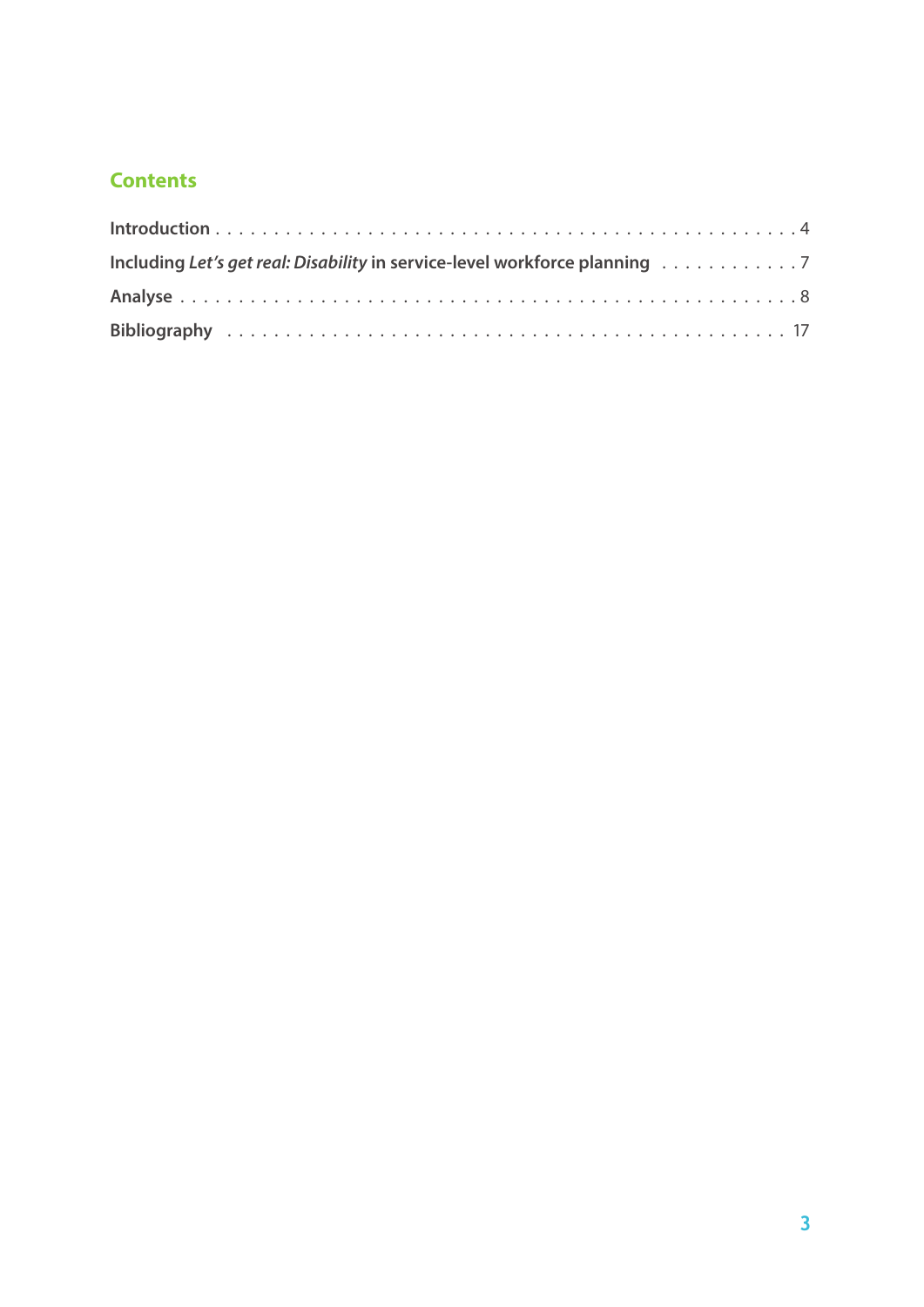## Contents

**Introduction** . . . . . . . . . . . . . . . . . . . . . . . . . . . . . . . . . . . . . . . . . . . . . . . . 4

**Including *Let's get real: Disability* in service-level workforce planning** . . . . . . . . . . . . 7

**Analyse** . . . . . . . . . . . . . . . . . . . . . . . . . . . . . . . . . . . . . . . . . . . . . . . . . . . 8

**Bibliography** . . . . . . . . . . . . . . . . . . . . . . . . . . . . . . . . . . . . . . . . . . . . . . 17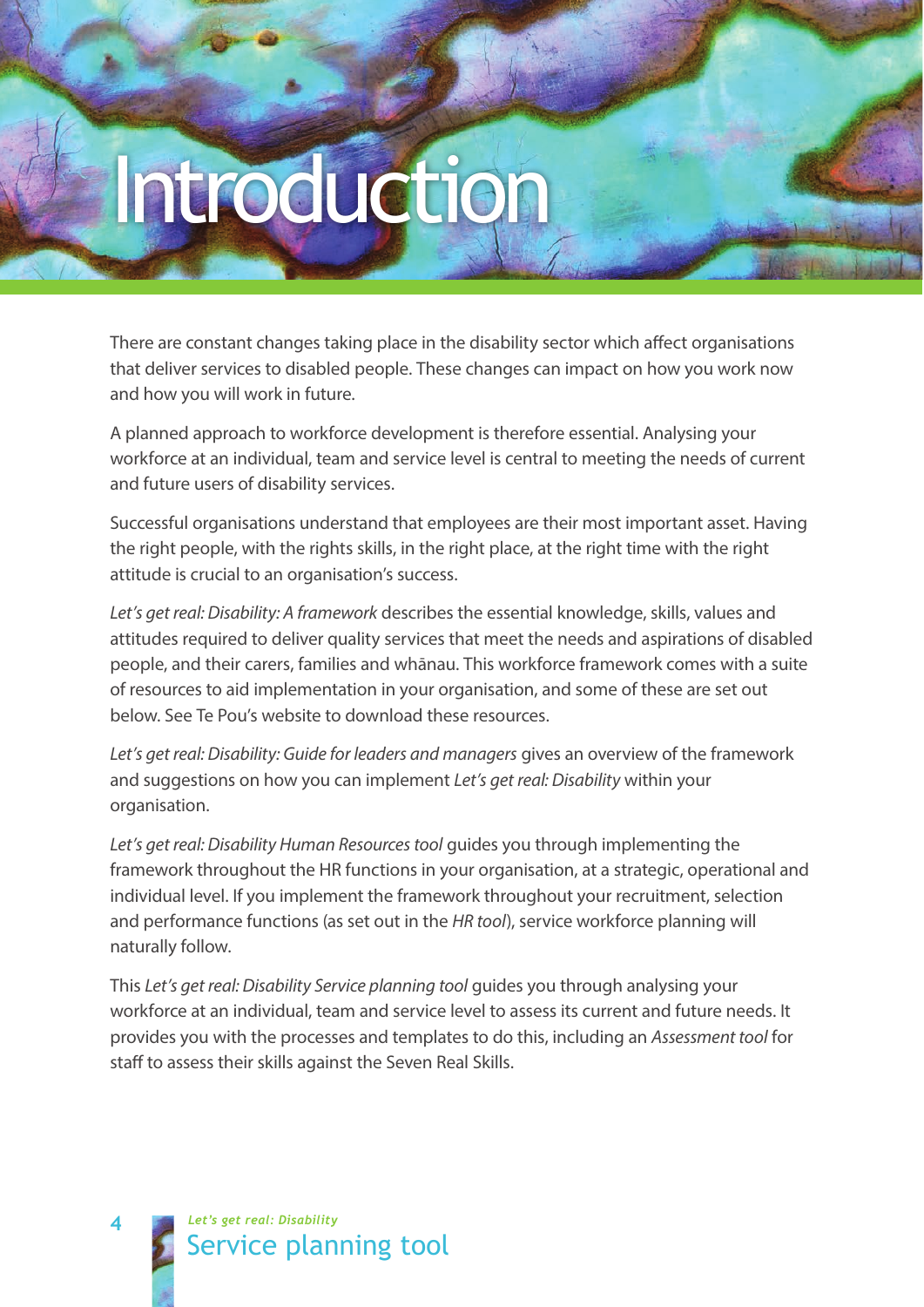# Introduction

There are constant changes taking place in the disability sector which affect organisations that deliver services to disabled people. These changes can impact on how you work now and how you will work in future.

A planned approach to workforce development is therefore essential. Analysing your workforce at an individual, team and service level is central to meeting the needs of current and future users of disability services.

Successful organisations understand that employees are their most important asset. Having the right people, with the rights skills, in the right place, at the right time with the right attitude is crucial to an organisation's success.

*Let's get real: Disability: A framework* describes the essential knowledge, skills, values and attitudes required to deliver quality services that meet the needs and aspirations of disabled people, and their carers, families and whānau. This workforce framework comes with a suite of resources to aid implementation in your organisation, and some of these are set out below. See Te Pou's website to download these resources.

*Let's get real: Disability: Guide for leaders and managers* gives an overview of the framework and suggestions on how you can implement *Let's get real: Disability* within your organisation.

*Let's get real: Disability Human Resources tool* guides you through implementing the framework throughout the HR functions in your organisation, at a strategic, operational and individual level. If you implement the framework throughout your recruitment, selection and performance functions (as set out in the *HR tool*), service workforce planning will naturally follow.

This *Let's get real: Disability Service planning tool* guides you through analysing your workforce at an individual, team and service level to assess its current and future needs. It provides you with the processes and templates to do this, including an *Assessment tool* for staff to assess their skills against the Seven Real Skills.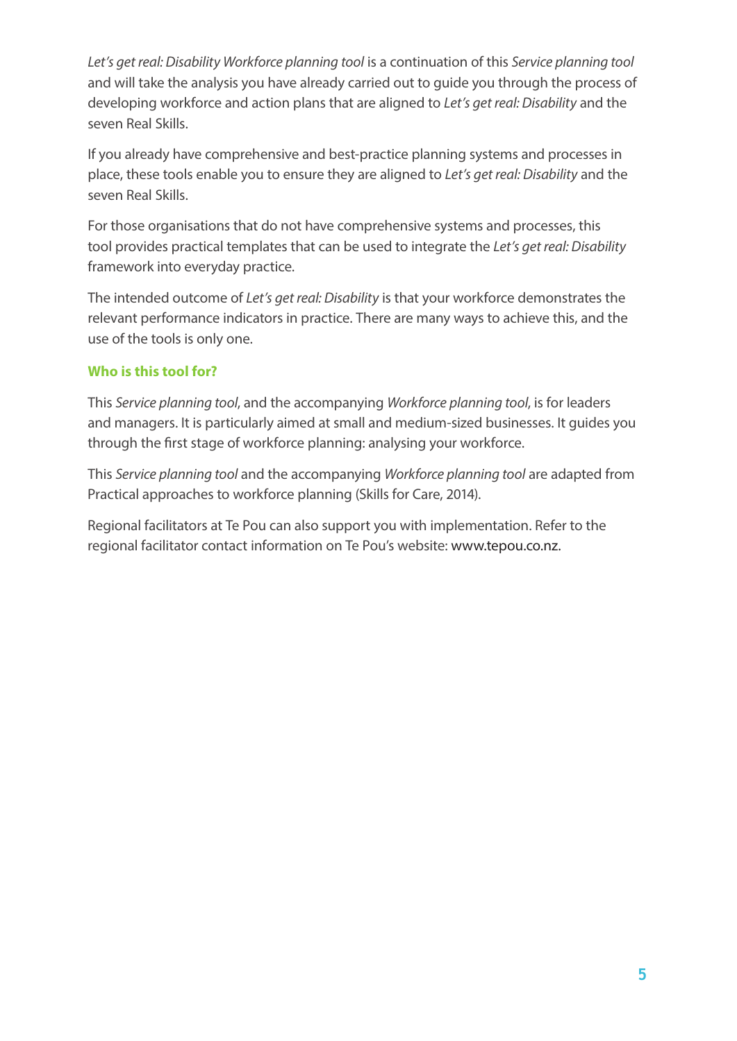*Let's get real: Disability Workforce planning tool* is a continuation of this *Service planning tool* and will take the analysis you have already carried out to guide you through the process of developing workforce and action plans that are aligned to *Let's get real: Disability* and the seven Real Skills.

If you already have comprehensive and best-practice planning systems and processes in place, these tools enable you to ensure they are aligned to *Let's get real: Disability* and the seven Real Skills.

For those organisations that do not have comprehensive systems and processes, this tool provides practical templates that can be used to integrate the *Let's get real: Disability* framework into everyday practice.

The intended outcome of *Let's get real: Disability* is that your workforce demonstrates the relevant performance indicators in practice. There are many ways to achieve this, and the use of the tools is only one.

### Who is this tool for?

This *Service planning tool*, and the accompanying *Workforce planning tool*, is for leaders and managers. It is particularly aimed at small and medium-sized businesses. It guides you through the first stage of workforce planning: analysing your workforce.

This *Service planning tool* and the accompanying *Workforce planning tool* are adapted from Practical approaches to workforce planning (Skills for Care, 2014).

Regional facilitators at Te Pou can also support you with implementation. Refer to the regional facilitator contact information on Te Pou's website: www.tepou.co.nz.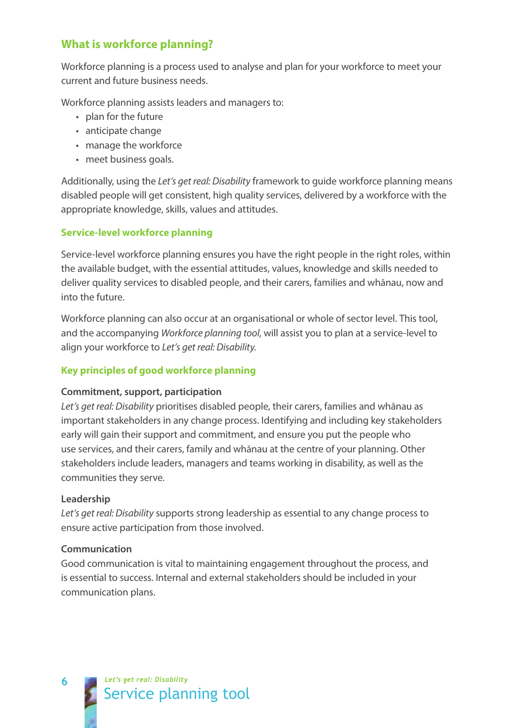## What is workforce planning?

Workforce planning is a process used to analyse and plan for your workforce to meet your current and future business needs.

Workforce planning assists leaders and managers to:

- plan for the future
- anticipate change
- manage the workforce
- meet business goals.

Additionally, using the *Let's get real: Disability* framework to guide workforce planning means disabled people will get consistent, high quality services, delivered by a workforce with the appropriate knowledge, skills, values and attitudes.

### Service-level workforce planning

Service-level workforce planning ensures you have the right people in the right roles, within the available budget, with the essential attitudes, values, knowledge and skills needed to deliver quality services to disabled people, and their carers, families and whānau, now and into the future.

Workforce planning can also occur at an organisational or whole of sector level. This tool, and the accompanying *Workforce planning tool*, will assist you to plan at a service-level to align your workforce to *Let's get real: Disability.*

### Key principles of good workforce planning

**Commitment, support, participation**

*Let's get real: Disability* prioritises disabled people, their carers, families and whānau as important stakeholders in any change process. Identifying and including key stakeholders early will gain their support and commitment, and ensure you put the people who use services, and their carers, family and whānau at the centre of your planning. Other stakeholders include leaders, managers and teams working in disability, as well as the communities they serve.

**Leadership**

*Let's get real: Disability* supports strong leadership as essential to any change process to ensure active participation from those involved.

**Communication**

Good communication is vital to maintaining engagement throughout the process, and is essential to success. Internal and external stakeholders should be included in your communication plans.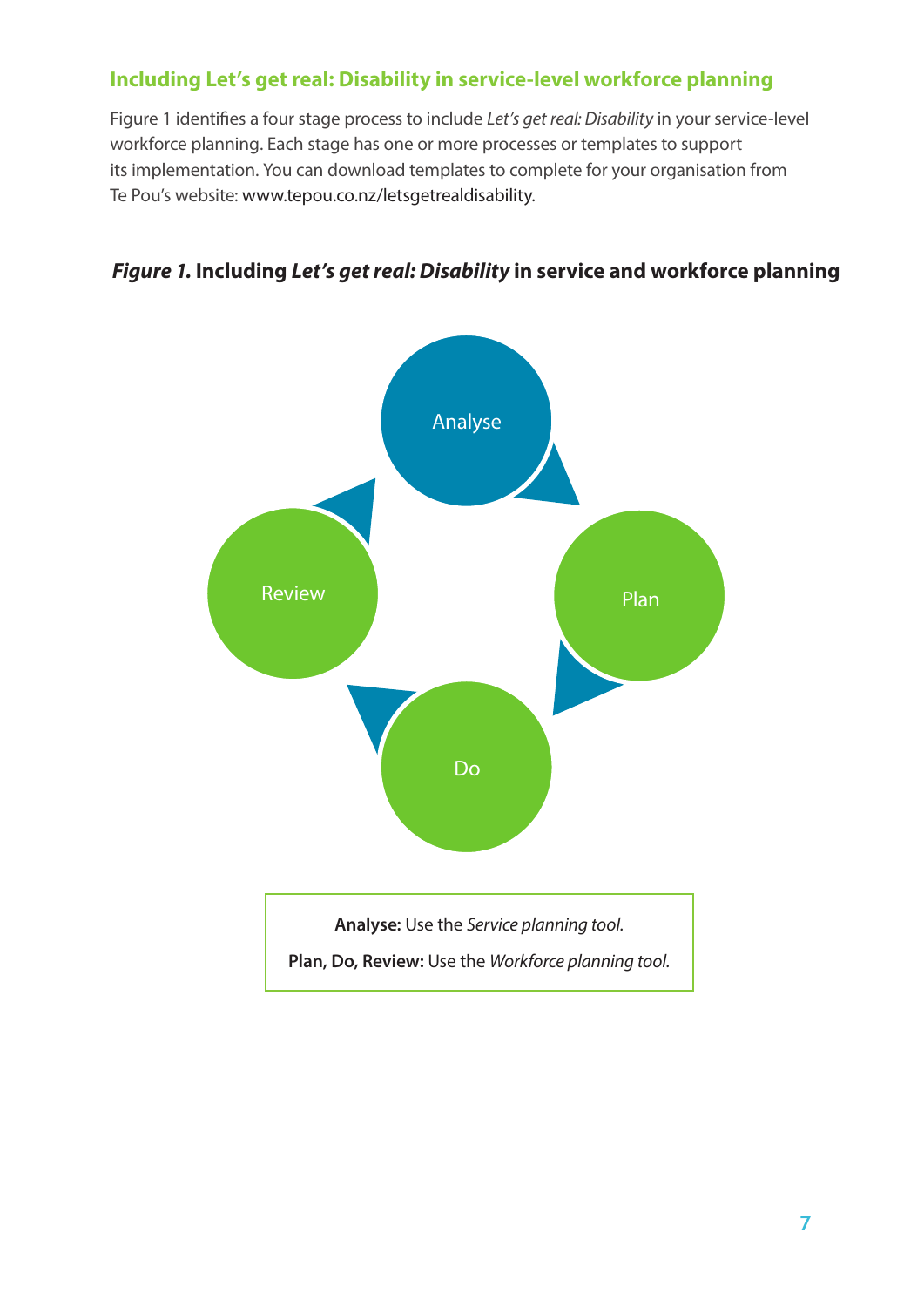## Including Let's get real: Disability in service-level workforce planning

Figure 1 identifies a four stage process to include *Let's get real: Disability* in your service-level workforce planning. Each stage has one or more processes or templates to support its implementation. You can download templates to complete for your organisation from Te Pou's website: www.tepou.co.nz/letsgetrealdisability.

***Figure 1.*** **Including *Let's get real: Disability* in service and workforce planning**

Analyse

Plan

Do

Review

**Analyse:** Use the *Service planning tool.*

**Plan, Do, Review:** Use the *Workforce planning tool.*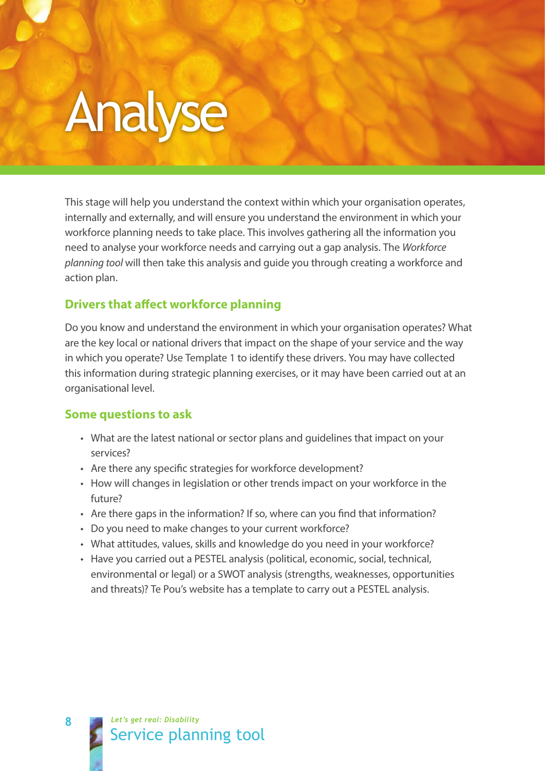# Analyse

This stage will help you understand the context within which your organisation operates, internally and externally, and will ensure you understand the environment in which your workforce planning needs to take place. This involves gathering all the information you need to analyse your workforce needs and carrying out a gap analysis. The *Workforce planning tool* will then take this analysis and guide you through creating a workforce and action plan.

## Drivers that affect workforce planning

Do you know and understand the environment in which your organisation operates? What are the key local or national drivers that impact on the shape of your service and the way in which you operate? Use Template 1 to identify these drivers. You may have collected this information during strategic planning exercises, or it may have been carried out at an organisational level.

## Some questions to ask

- What are the latest national or sector plans and guidelines that impact on your services?
- Are there any specific strategies for workforce development?
- How will changes in legislation or other trends impact on your workforce in the future?
- Are there gaps in the information? If so, where can you find that information?
- Do you need to make changes to your current workforce?
- What attitudes, values, skills and knowledge do you need in your workforce?
- Have you carried out a PESTEL analysis (political, economic, social, technical, environmental or legal) or a SWOT analysis (strengths, weaknesses, opportunities and threats)? Te Pou's website has a template to carry out a PESTEL analysis.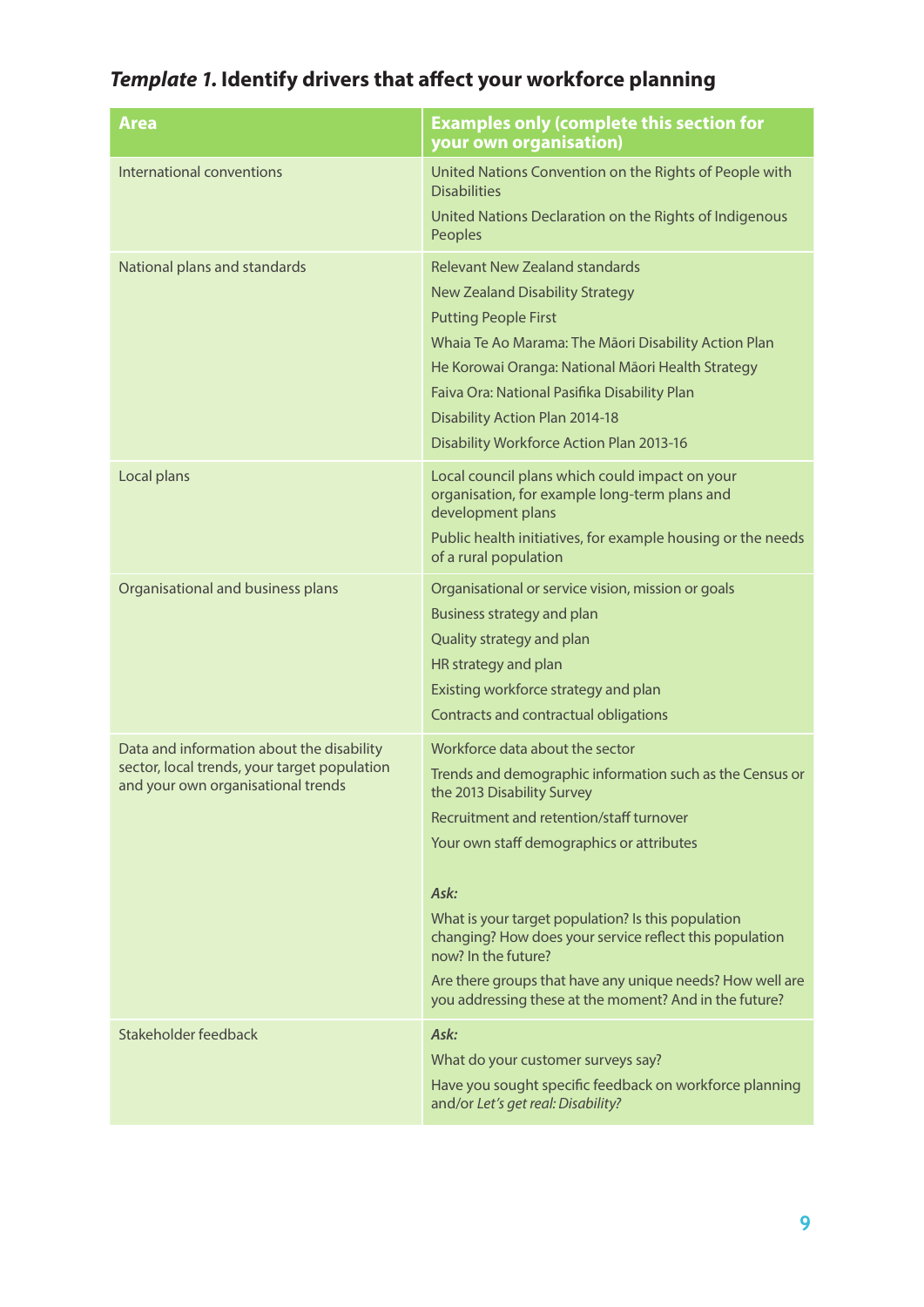## *Template 1.* Identify drivers that affect your workforce planning

| Area | Examples only (complete this section for your own organisation) |
|---|---|
| International conventions | United Nations Convention on the Rights of People with Disabilities<br>United Nations Declaration on the Rights of Indigenous Peoples |
| National plans and standards | Relevant New Zealand standards<br>New Zealand Disability Strategy<br>Putting People First<br>Whaia Te Ao Marama: The Māori Disability Action Plan<br>He Korowai Oranga: National Māori Health Strategy<br>Faiva Ora: National Pasifika Disability Plan<br>Disability Action Plan 2014-18<br>Disability Workforce Action Plan 2013-16 |
| Local plans | Local council plans which could impact on your organisation, for example long-term plans and development plans<br>Public health initiatives, for example housing or the needs of a rural population |
| Organisational and business plans | Organisational or service vision, mission or goals<br>Business strategy and plan<br>Quality strategy and plan<br>HR strategy and plan<br>Existing workforce strategy and plan<br>Contracts and contractual obligations |
| Data and information about the disability sector, local trends, your target population and your own organisational trends | Workforce data about the sector<br>Trends and demographic information such as the Census or the 2013 Disability Survey<br>Recruitment and retention/staff turnover<br>Your own staff demographics or attributes<br><br>***Ask:***<br>What is your target population? Is this population changing? How does your service reflect this population now? In the future?<br>Are there groups that have any unique needs? How well are you addressing these at the moment? And in the future? |
| Stakeholder feedback | ***Ask:***<br>What do your customer surveys say?<br>Have you sought specific feedback on workforce planning and/or *Let's get real: Disability?* |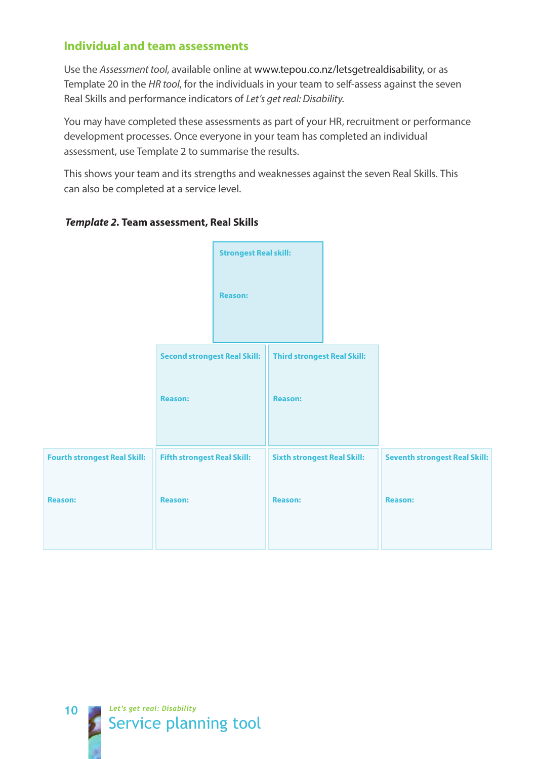## Individual and team assessments

Use the *Assessment tool*, available online at www.tepou.co.nz/letsgetrealdisability, or as Template 20 in the *HR tool*, for the individuals in your team to self-assess against the seven Real Skills and performance indicators of *Let's get real: Disability.*

You may have completed these assessments as part of your HR, recruitment or performance development processes. Once everyone in your team has completed an individual assessment, use Template 2 to summarise the results.

This shows your team and its strengths and weaknesses against the seven Real Skills. This can also be completed at a service level.

***Template 2*. Team assessment, Real Skills**

| | | | |
|---|---|---|---|
| | **Strongest Real skill:**<br><br>**Reason:** | | |
| | **Second strongest Real Skill:**<br><br>**Reason:** | **Third strongest Real Skill:**<br><br>**Reason:** | |
| **Fourth strongest Real Skill:**<br><br>**Reason:** | **Fifth strongest Real Skill:**<br><br>**Reason:** | **Sixth strongest Real Skill:**<br><br>**Reason:** | **Seventh strongest Real Skill:**<br><br>**Reason:** |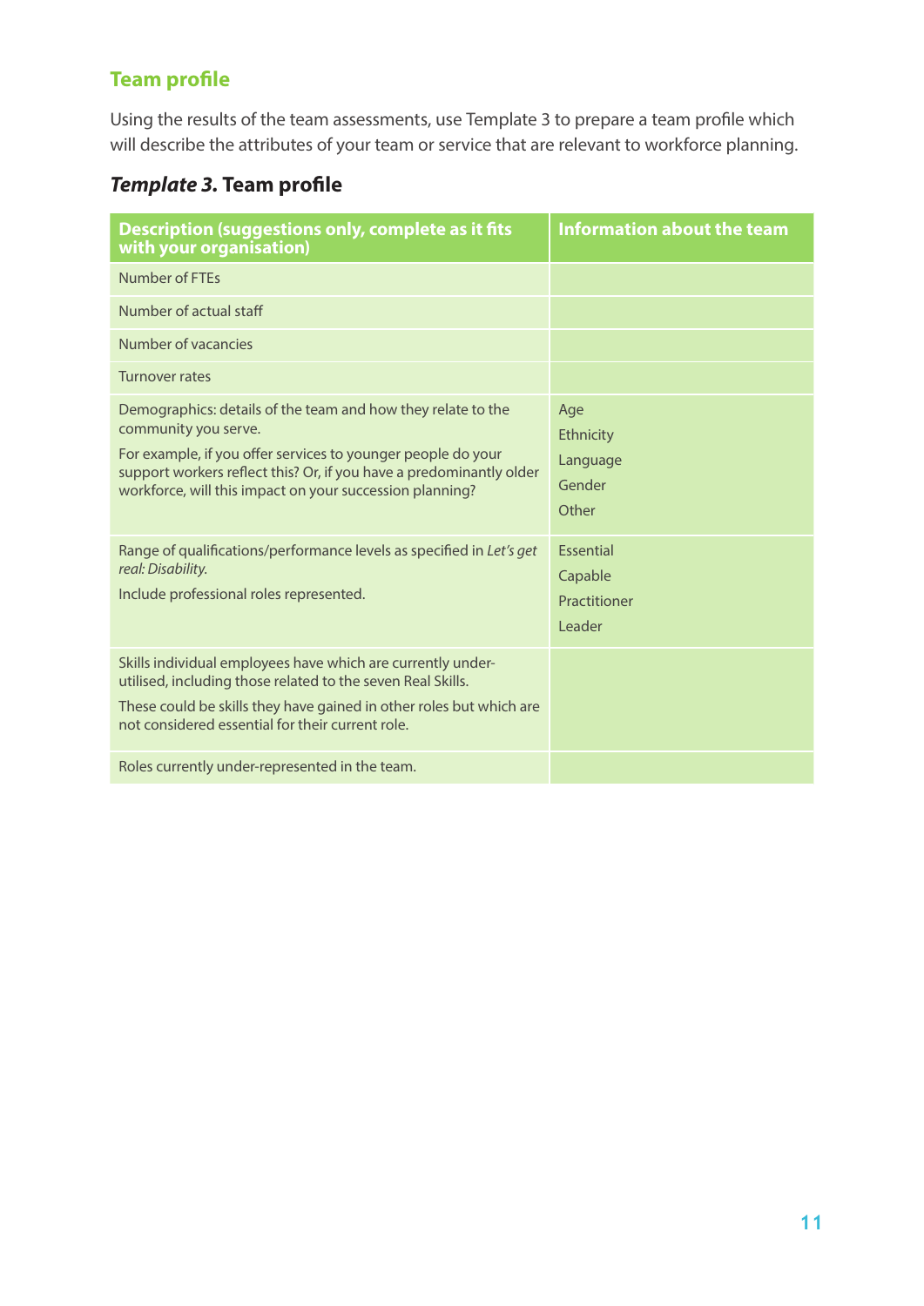## Team profile

Using the results of the team assessments, use Template 3 to prepare a team profile which will describe the attributes of your team or service that are relevant to workforce planning.

### *Template 3.* Team profile

| Description (suggestions only, complete as it fits with your organisation) | Information about the team |
| --- | --- |
| Number of FTEs | |
| Number of actual staff | |
| Number of vacancies | |
| Turnover rates | |
| Demographics: details of the team and how they relate to the community you serve.<br>For example, if you offer services to younger people do your support workers reflect this? Or, if you have a predominantly older workforce, will this impact on your succession planning? | Age<br>Ethnicity<br>Language<br>Gender<br>Other |
| Range of qualifications/performance levels as specified in *Let's get real: Disability.*<br>Include professional roles represented. | Essential<br>Capable<br>Practitioner<br>Leader |
| Skills individual employees have which are currently under-utilised, including those related to the seven Real Skills.<br>These could be skills they have gained in other roles but which are not considered essential for their current role. | |
| Roles currently under-represented in the team. | |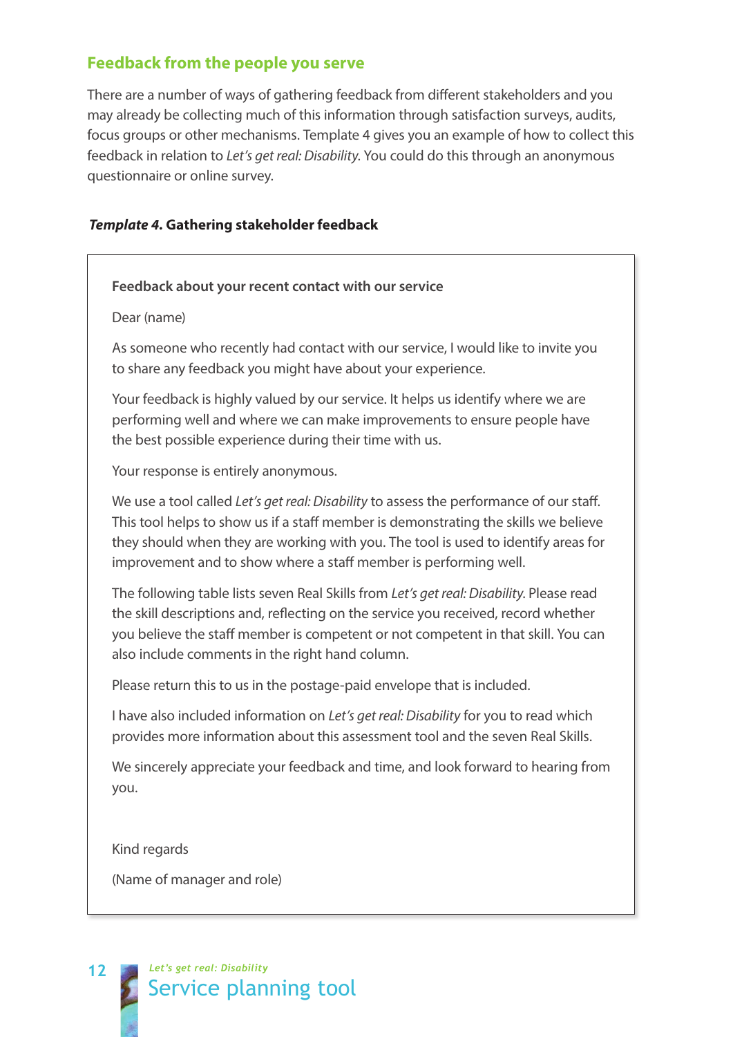## Feedback from the people you serve

There are a number of ways of gathering feedback from different stakeholders and you may already be collecting much of this information through satisfaction surveys, audits, focus groups or other mechanisms. Template 4 gives you an example of how to collect this feedback in relation to *Let's get real: Disability*. You could do this through an anonymous questionnaire or online survey.

***Template 4.* Gathering stakeholder feedback**

**Feedback about your recent contact with our service**

Dear (name)

As someone who recently had contact with our service, I would like to invite you to share any feedback you might have about your experience.

Your feedback is highly valued by our service. It helps us identify where we are performing well and where we can make improvements to ensure people have the best possible experience during their time with us.

Your response is entirely anonymous.

We use a tool called *Let's get real: Disability* to assess the performance of our staff. This tool helps to show us if a staff member is demonstrating the skills we believe they should when they are working with you. The tool is used to identify areas for improvement and to show where a staff member is performing well.

The following table lists seven Real Skills from *Let's get real: Disability*. Please read the skill descriptions and, reflecting on the service you received, record whether you believe the staff member is competent or not competent in that skill. You can also include comments in the right hand column.

Please return this to us in the postage-paid envelope that is included.

I have also included information on *Let's get real: Disability* for you to read which provides more information about this assessment tool and the seven Real Skills.

We sincerely appreciate your feedback and time, and look forward to hearing from you.

Kind regards

(Name of manager and role)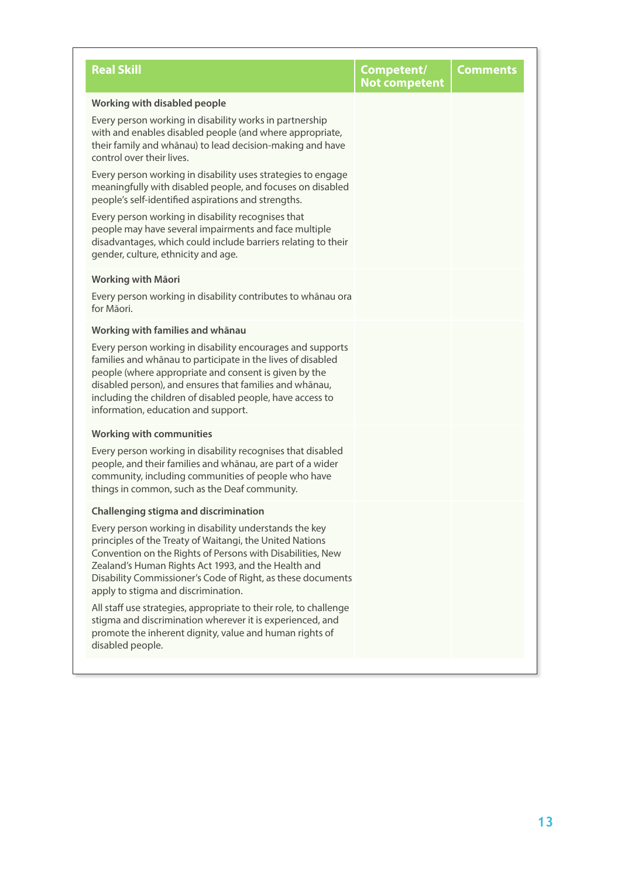| Real Skill | Competent/ Not competent | Comments |
|---|---|---|
| **Working with disabled people**<br><br>Every person working in disability works in partnership with and enables disabled people (and where appropriate, their family and whānau) to lead decision-making and have control over their lives.<br><br>Every person working in disability uses strategies to engage meaningfully with disabled people, and focuses on disabled people's self-identified aspirations and strengths.<br><br>Every person working in disability recognises that people may have several impairments and face multiple disadvantages, which could include barriers relating to their gender, culture, ethnicity and age. | | |
| **Working with Māori**<br><br>Every person working in disability contributes to whānau ora for Māori. | | |
| **Working with families and whānau**<br><br>Every person working in disability encourages and supports families and whānau to participate in the lives of disabled people (where appropriate and consent is given by the disabled person), and ensures that families and whānau, including the children of disabled people, have access to information, education and support. | | |
| **Working with communities**<br><br>Every person working in disability recognises that disabled people, and their families and whānau, are part of a wider community, including communities of people who have things in common, such as the Deaf community. | | |
| **Challenging stigma and discrimination**<br><br>Every person working in disability understands the key principles of the Treaty of Waitangi, the United Nations Convention on the Rights of Persons with Disabilities, New Zealand's Human Rights Act 1993, and the Health and Disability Commissioner's Code of Right, as these documents apply to stigma and discrimination.<br><br>All staff use strategies, appropriate to their role, to challenge stigma and discrimination wherever it is experienced, and promote the inherent dignity, value and human rights of disabled people. | | |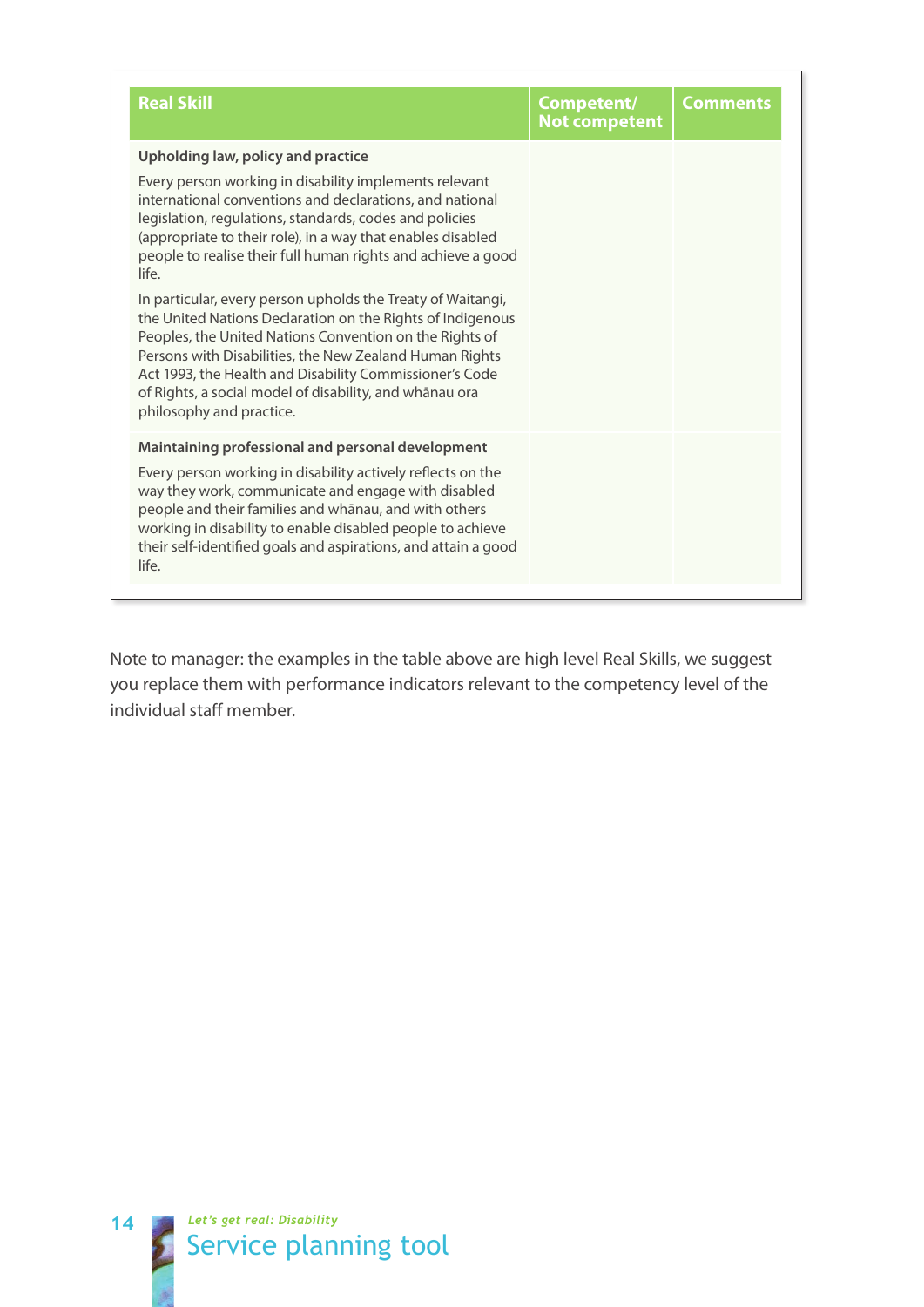| Real Skill | Competent/ Not competent | Comments |
|---|---|---|
| **Upholding law, policy and practice**<br><br>Every person working in disability implements relevant international conventions and declarations, and national legislation, regulations, standards, codes and policies (appropriate to their role), in a way that enables disabled people to realise their full human rights and achieve a good life.<br><br>In particular, every person upholds the Treaty of Waitangi, the United Nations Declaration on the Rights of Indigenous Peoples, the United Nations Convention on the Rights of Persons with Disabilities, the New Zealand Human Rights Act 1993, the Health and Disability Commissioner's Code of Rights, a social model of disability, and whānau ora philosophy and practice. | | |
| **Maintaining professional and personal development**<br><br>Every person working in disability actively reflects on the way they work, communicate and engage with disabled people and their families and whānau, and with others working in disability to enable disabled people to achieve their self-identified goals and aspirations, and attain a good life. | | |

Note to manager: the examples in the table above are high level Real Skills, we suggest you replace them with performance indicators relevant to the competency level of the individual staff member.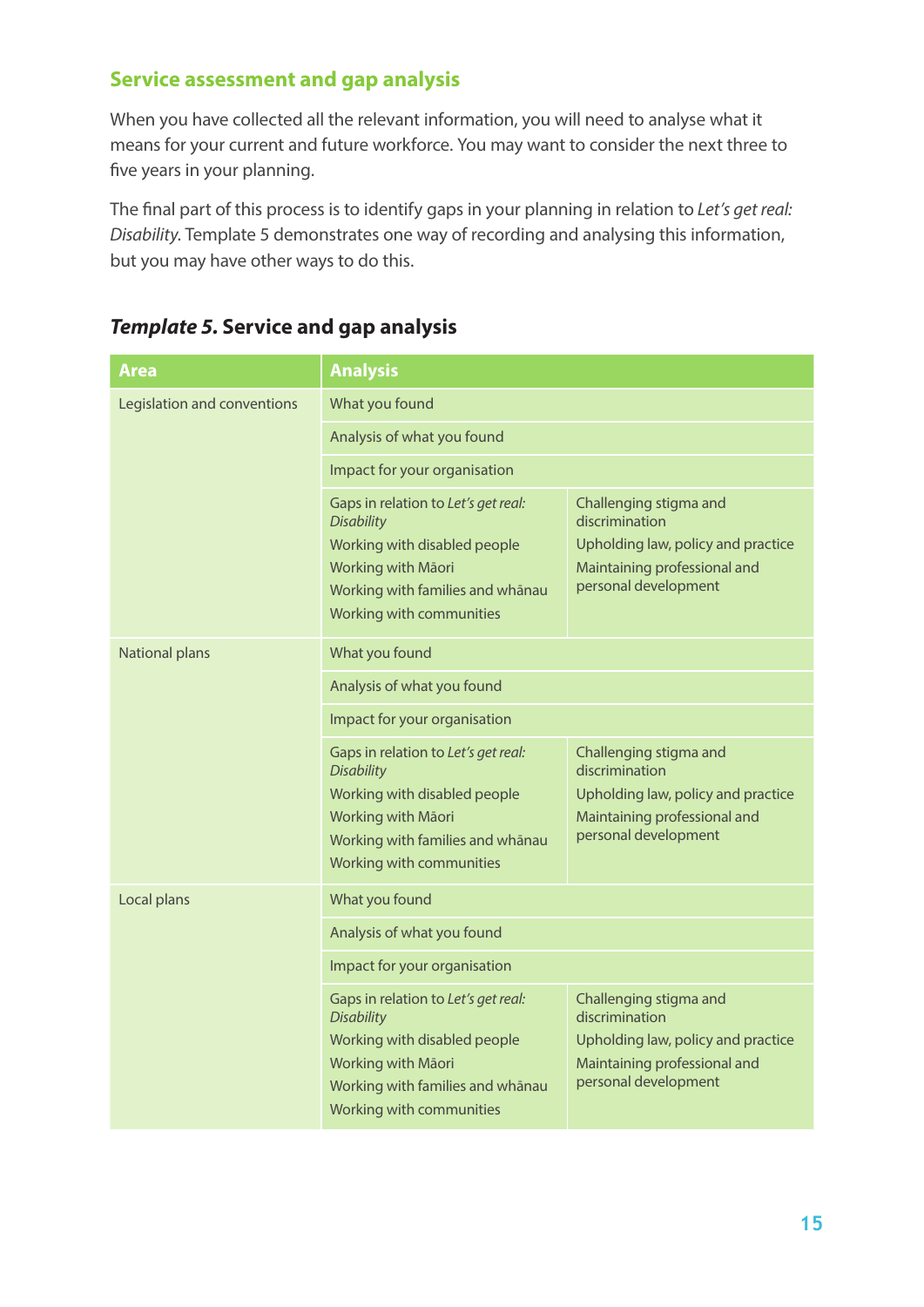## Service assessment and gap analysis

When you have collected all the relevant information, you will need to analyse what it means for your current and future workforce. You may want to consider the next three to five years in your planning.

The final part of this process is to identify gaps in your planning in relation to *Let's get real: Disability*. Template 5 demonstrates one way of recording and analysing this information, but you may have other ways to do this.

### *Template 5.* Service and gap analysis

| Area | Analysis | |
|---|---|---|
| Legislation and conventions | What you found | |
| | Analysis of what you found | |
| | Impact for your organisation | |
| | Gaps in relation to *Let's get real: Disability*<br>Working with disabled people<br>Working with Māori<br>Working with families and whānau<br>Working with communities | Challenging stigma and discrimination<br>Upholding law, policy and practice<br>Maintaining professional and personal development |
| National plans | What you found | |
| | Analysis of what you found | |
| | Impact for your organisation | |
| | Gaps in relation to *Let's get real: Disability*<br>Working with disabled people<br>Working with Māori<br>Working with families and whānau<br>Working with communities | Challenging stigma and discrimination<br>Upholding law, policy and practice<br>Maintaining professional and personal development |
| Local plans | What you found | |
| | Analysis of what you found | |
| | Impact for your organisation | |
| | Gaps in relation to *Let's get real: Disability*<br>Working with disabled people<br>Working with Māori<br>Working with families and whānau<br>Working with communities | Challenging stigma and discrimination<br>Upholding law, policy and practice<br>Maintaining professional and personal development |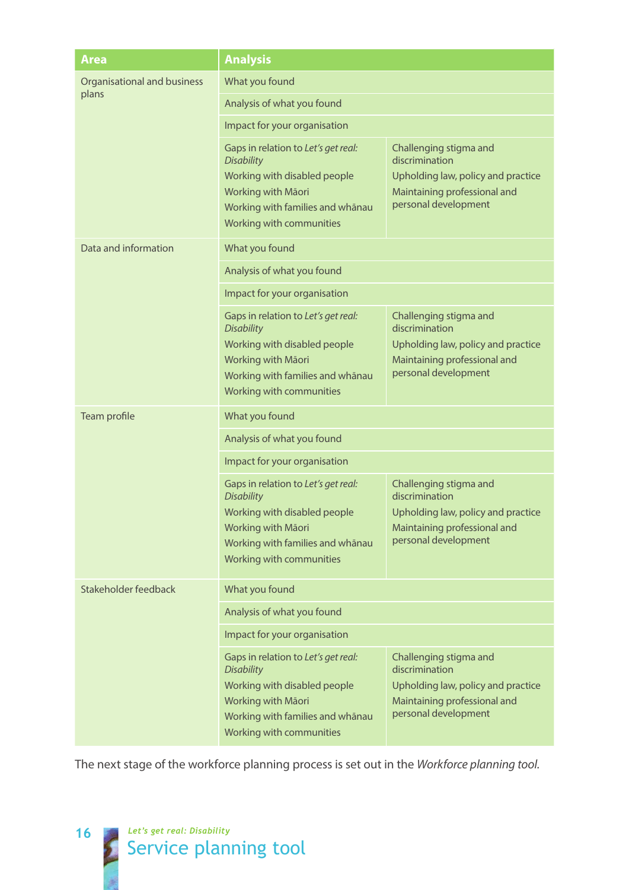| Area | Analysis | |
|---|---|---|
| Organisational and business plans | What you found | |
| | Analysis of what you found | |
| | Impact for your organisation | |
| | Gaps in relation to *Let's get real: Disability*<br>Working with disabled people<br>Working with Māori<br>Working with families and whānau<br>Working with communities | Challenging stigma and discrimination<br>Upholding law, policy and practice<br>Maintaining professional and personal development |
| Data and information | What you found | |
| | Analysis of what you found | |
| | Impact for your organisation | |
| | Gaps in relation to *Let's get real: Disability*<br>Working with disabled people<br>Working with Māori<br>Working with families and whānau<br>Working with communities | Challenging stigma and discrimination<br>Upholding law, policy and practice<br>Maintaining professional and personal development |
| Team profile | What you found | |
| | Analysis of what you found | |
| | Impact for your organisation | |
| | Gaps in relation to *Let's get real: Disability*<br>Working with disabled people<br>Working with Māori<br>Working with families and whānau<br>Working with communities | Challenging stigma and discrimination<br>Upholding law, policy and practice<br>Maintaining professional and personal development |
| Stakeholder feedback | What you found | |
| | Analysis of what you found | |
| | Impact for your organisation | |
| | Gaps in relation to *Let's get real: Disability*<br>Working with disabled people<br>Working with Māori<br>Working with families and whānau<br>Working with communities | Challenging stigma and discrimination<br>Upholding law, policy and practice<br>Maintaining professional and personal development |

The next stage of the workforce planning process is set out in the *Workforce planning tool*.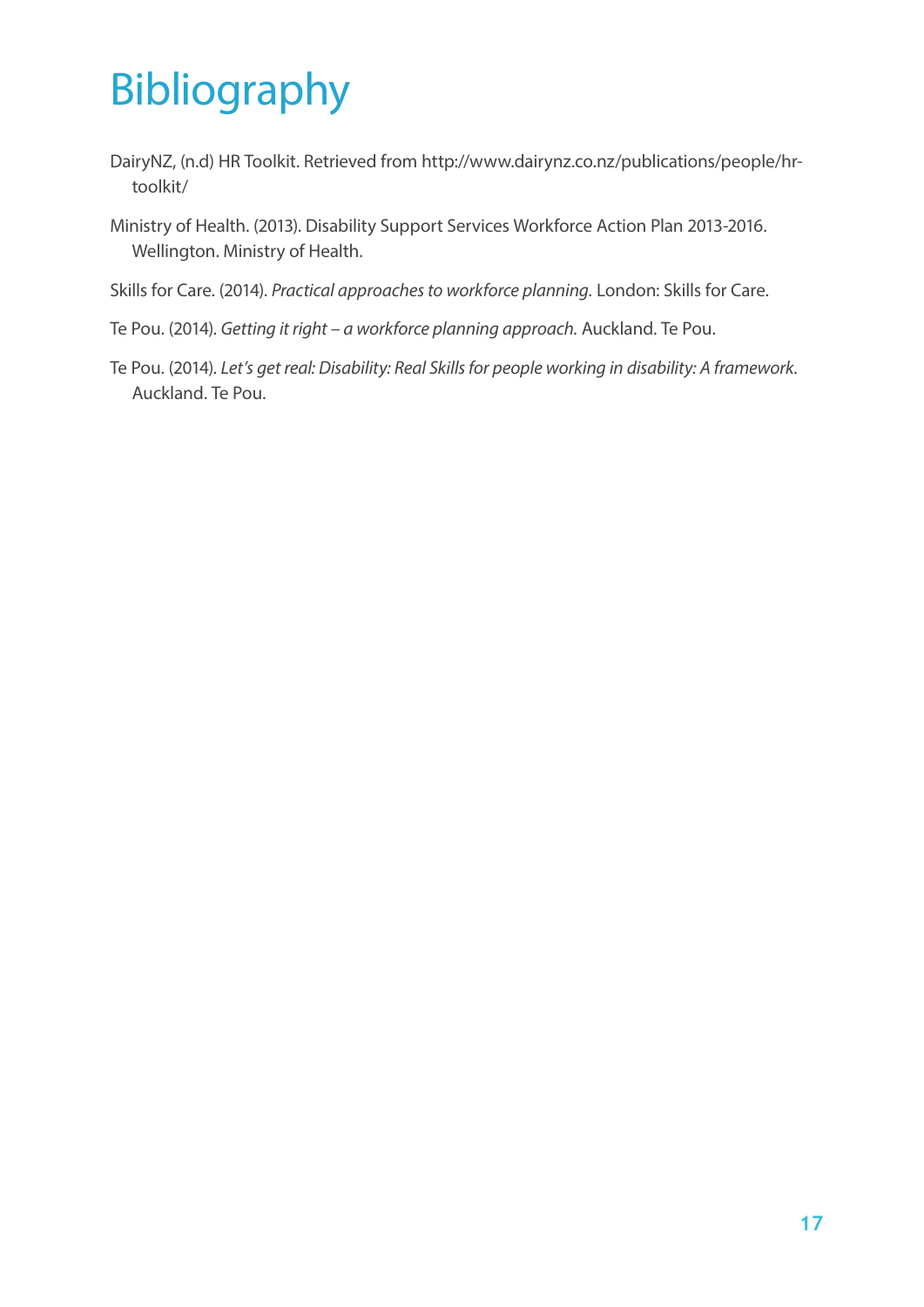# Bibliography

DairyNZ, (n.d) HR Toolkit. Retrieved from http://www.dairynz.co.nz/publications/people/hr-toolkit/

Ministry of Health. (2013). Disability Support Services Workforce Action Plan 2013-2016. Wellington. Ministry of Health.

Skills for Care. (2014). *Practical approaches to workforce planning.* London: Skills for Care.

Te Pou. (2014). *Getting it right – a workforce planning approach.* Auckland. Te Pou.

Te Pou. (2014). *Let's get real: Disability: Real Skills for people working in disability: A framework*. Auckland. Te Pou.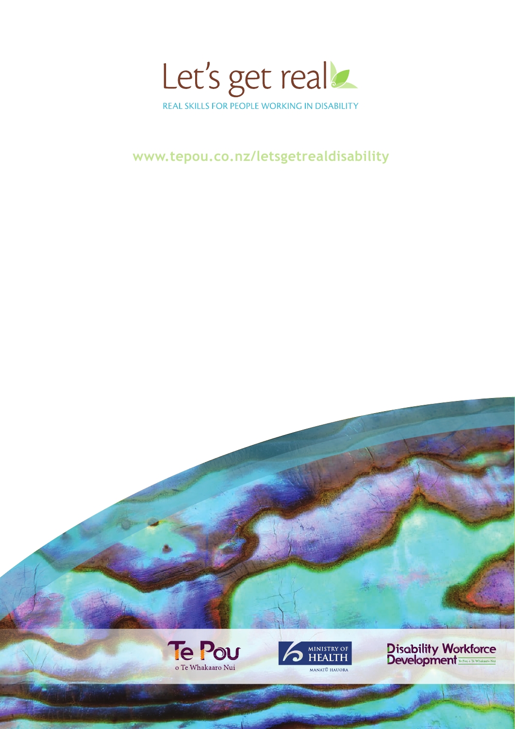# Let's get real

REAL SKILLS FOR PEOPLE WORKING IN DISABILITY

www.tepou.co.nz/letsgetrealdisability

Te Pou o Te Whakaaro Nui

MINISTRY OF HEALTH
MANATŪ HAUORA

Disability Workforce Development
Te Pou o Te Whakaaro Nui